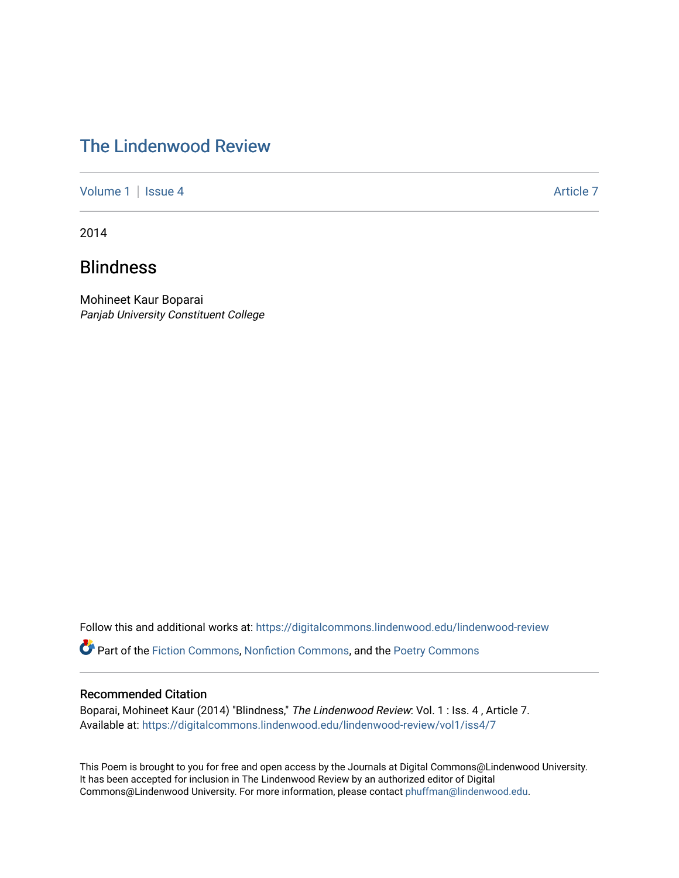# The Lindenwood Review

Volume 1 | Issue 4 Article 7

2014

## Blindness

Mohineet Kaur Boparai
*Panjab University Constituent College*

Follow this and additional works at: https://digitalcommons.lindenwood.edu/lindenwood-review

Part of the Fiction Commons, Nonfiction Commons, and the Poetry Commons

### Recommended Citation

Boparai, Mohineet Kaur (2014) "Blindness," *The Lindenwood Review*: Vol. 1 : Iss. 4 , Article 7.
Available at: https://digitalcommons.lindenwood.edu/lindenwood-review/vol1/iss4/7

This Poem is brought to you for free and open access by the Journals at Digital Commons@Lindenwood University. It has been accepted for inclusion in The Lindenwood Review by an authorized editor of Digital Commons@Lindenwood University. For more information, please contact phuffman@lindenwood.edu.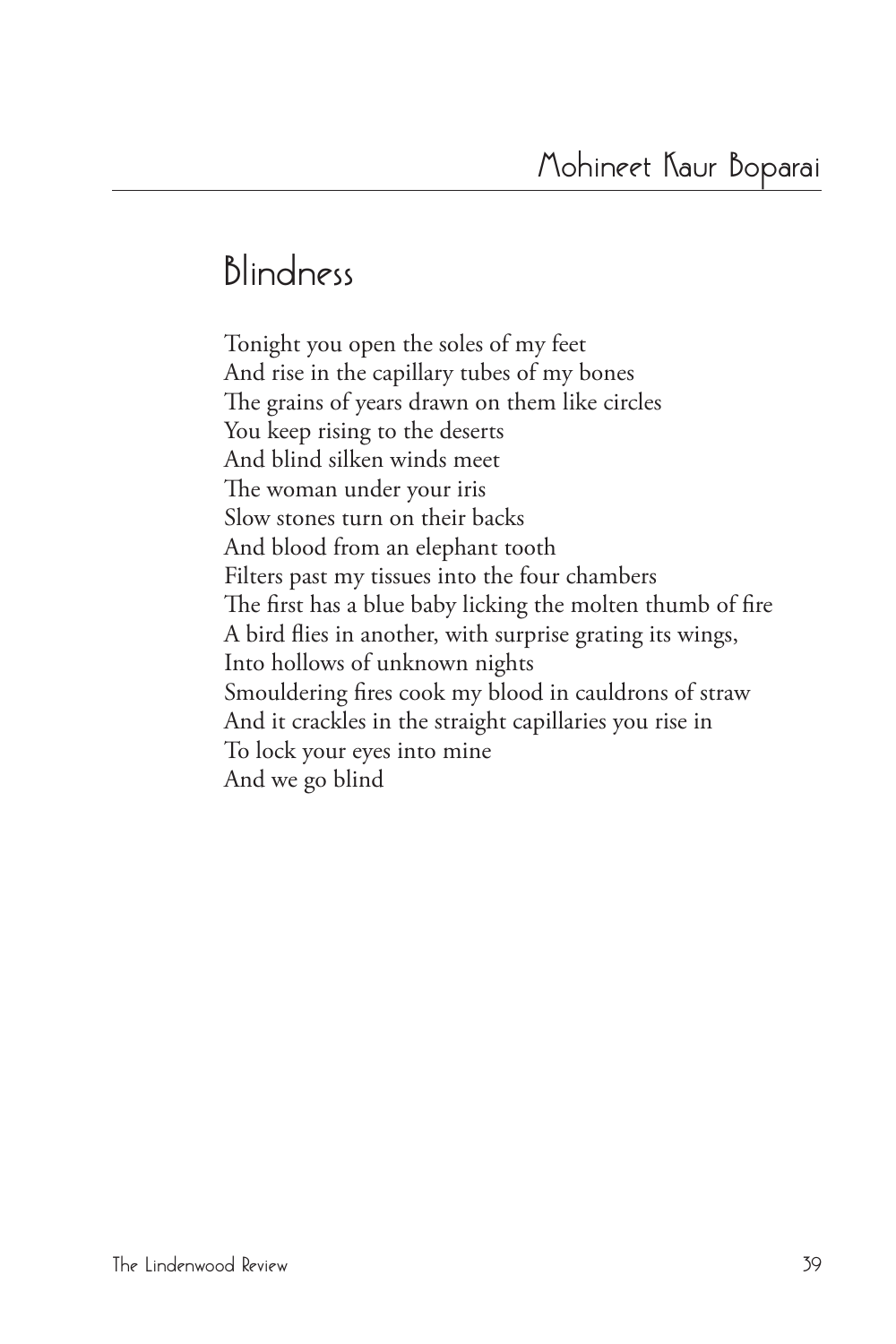Mohineet Kaur Boparai

# Blindness

Tonight you open the soles of my feet  
And rise in the capillary tubes of my bones  
The grains of years drawn on them like circles  
You keep rising to the deserts  
And blind silken winds meet  
The woman under your iris  
Slow stones turn on their backs  
And blood from an elephant tooth  
Filters past my tissues into the four chambers  
The first has a blue baby licking the molten thumb of fire  
A bird flies in another, with surprise grating its wings,  
Into hollows of unknown nights  
Smouldering fires cook my blood in cauldrons of straw  
And it crackles in the straight capillaries you rise in  
To lock your eyes into mine  
And we go blind